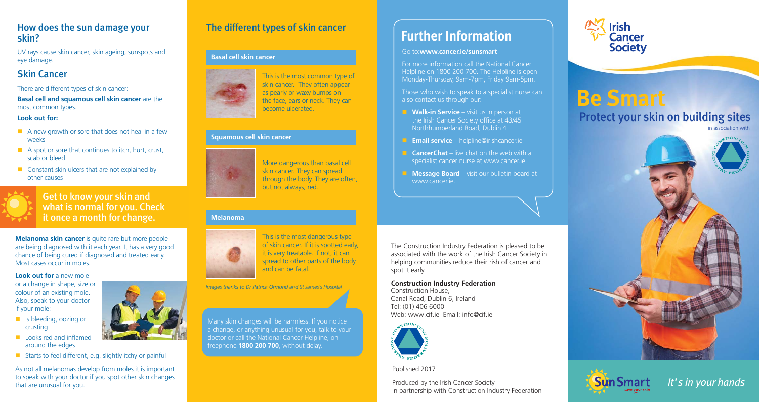## How does the sun damage your skin?

UV rays cause skin cancer, skin ageing, sunspots and eye damage.

## Skin Cancer

There are different types of skin cancer:

**Basal cell and squamous cell skin cancer** are the most common types.

**Look out for:**

- A new growth or sore that does not heal in a few weeks
- A spot or sore that continues to itch, hurt, crust, scab or bleed
- Constant skin ulcers that are not explained by other causes

### Get to know your skin and what is normal for you. Check it once a month for change.

**Melanoma skin cancer** is quite rare but more people are being diagnosed with it each year. It has a very good chance of being cured if diagnosed and treated early. Most cases occur in moles.

**Look out for** a new mole or a change in shape, size or colour of an existing mole. Also, speak to your doctor if your mole:

- Is bleeding, oozing or crusting
- Looks red and inflamed around the edges
- Starts to feel different, e.g. slightly itchy or painful

As not all melanomas develop from moles it is important to speak with your doctor if you spot other skin changes that are unusual for you.

## The different types of skin cancer

### Basal cell skin cancer

This is the most common type of skin cancer. They often appear as pearly or waxy bumps on the face, ears or neck. They can become ulcerated.

### Squamous cell skin cancer

More dangerous than basal cell skin cancer. They can spread through the body. They are often, but not always, red.

### Melanoma

This is the most dangerous type of skin cancer. If it is spotted early, it is very treatable. If not, it can spread to other parts of the body and can be fatal.

*Images thanks to Dr Patrick Ormond and St James's Hospital*

Many skin changes will be harmless. If you notice a change, or anything unusual for you, talk to your doctor or call the National Cancer Helpline, on freephone **1800 200 700**, without delay.

## Further Information

Go to:**www.cancer.ie/sunsmart**

For more information call the National Cancer Helpline on 1800 200 700. The Helpline is open Monday-Thursday, 9am-7pm, Friday 9am-5pm.

Those who wish to speak to a specialist nurse can also contact us through our:

- **Walk-in Service** – visit us in person at the Irish Cancer Society office at 43/45 Northhumberland Road, Dublin 4
- **Email service** – helpline@irishcancer.ie
- **CancerChat** – live chat on the web with a specialist cancer nurse at www.cancer.ie
- **Message Board** – visit our bulletin board at www.cancer.ie.

The Construction Industry Federation is pleased to be associated with the work of the Irish Cancer Society in helping communities reduce their rish of cancer and spot it early.

**Construction Industry Federation**
Construction House,
Canal Road, Dublin 6, Ireland
Tel: (01) 406 6000
Web: www.cif.ie Email: info@cif.ie

Published 2017

Produced by the Irish Cancer Society
in partnership with Construction Industry Federation

Irish Cancer Society

# Be Smart

## Protect your skin on building sites

in association with

SunSmart save your skin

*It's in your hands*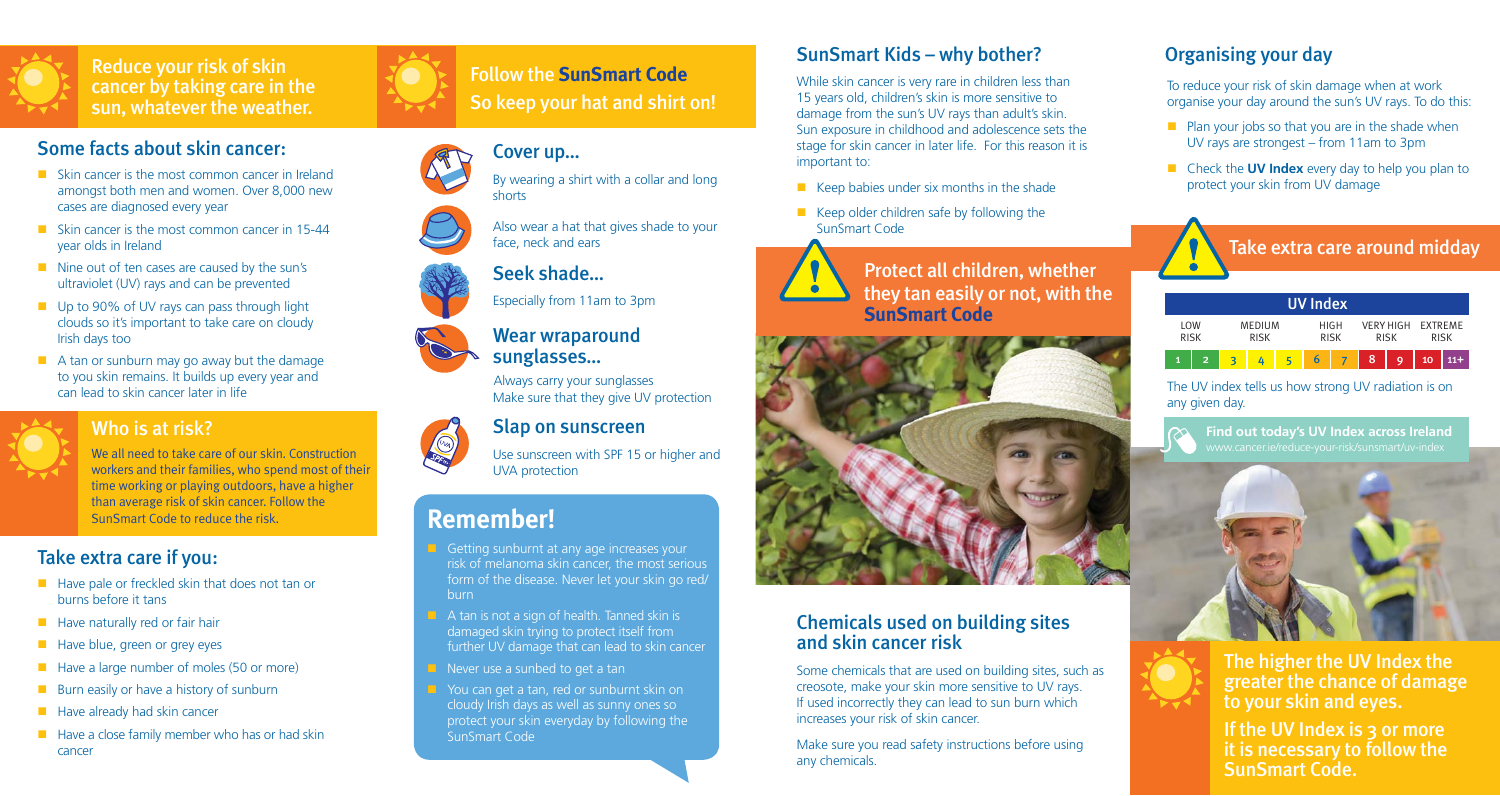## Reduce your risk of skin cancer by taking care in the sun, whatever the weather.

### Some facts about skin cancer:

- Skin cancer is the most common cancer in Ireland amongst both men and women. Over 8,000 new cases are diagnosed every year
- Skin cancer is the most common cancer in 15-44 year olds in Ireland
- Nine out of ten cases are caused by the sun's ultraviolet (UV) rays and can be prevented
- Up to 90% of UV rays can pass through light clouds so it's important to take care on cloudy Irish days too
- A tan or sunburn may go away but the damage to you skin remains. It builds up every year and can lead to skin cancer later in life

### Who is at risk?

We all need to take care of our skin. Construction workers and their families, who spend most of their time working or playing outdoors, have a higher than average risk of skin cancer. Follow the SunSmart Code to reduce the risk.

### Take extra care if you:

- Have pale or freckled skin that does not tan or burns before it tans
- Have naturally red or fair hair
- Have blue, green or grey eyes
- Have a large number of moles (50 or more)
- Burn easily or have a history of sunburn
- Have already had skin cancer
- Have a close family member who has or had skin cancer

## Follow the **SunSmart Code** So keep your hat and shirt on!

### Cover up...

By wearing a shirt with a collar and long shorts

Also wear a hat that gives shade to your face, neck and ears

### Seek shade...

Especially from 11am to 3pm

### Wear wraparound sunglasses...

Always carry your sunglasses
Make sure that they give UV protection

### Slap on sunscreen

Use sunscreen with SPF 15 or higher and UVA protection

## Remember!

- Getting sunburnt at any age increases your risk of melanoma skin cancer, the most serious form of the disease. Never let your skin go red/ burn
- A tan is not a sign of health. Tanned skin is damaged skin trying to protect itself from further UV damage that can lead to skin cancer
- Never use a sunbed to get a tan
- You can get a tan, red or sunburnt skin on cloudy Irish days as well as sunny ones so protect your skin everyday by following the SunSmart Code

### SunSmart Kids – why bother?

While skin cancer is very rare in children less than 15 years old, children's skin is more sensitive to damage from the sun's UV rays than adult's skin. Sun exposure in childhood and adolescence sets the stage for skin cancer in later life. For this reason it is important to:

- Keep babies under six months in the shade
- Keep older children safe by following the SunSmart Code

**Protect all children, whether they tan easily or not, with the SunSmart Code**

### Chemicals used on building sites and skin cancer risk

Some chemicals that are used on building sites, such as creosote, make your skin more sensitive to UV rays. If used incorrectly they can lead to sun burn which increases your risk of skin cancer.

Make sure you read safety instructions before using any chemicals.

### Organising your day

To reduce your risk of skin damage when at work organise your day around the sun's UV rays. To do this:

- Plan your jobs so that you are in the shade when UV rays are strongest – from 11am to 3pm
- Check the **UV Index** every day to help you plan to protect your skin from UV damage

### Take extra care around midday

| UV Index | | | | | | | | | | |
|---|---|---|---|---|---|---|---|---|---|---|
| LOW RISK | | MEDIUM RISK | | | HIGH RISK | | VERY HIGH RISK | | EXTREME RISK | |
| 1 | 2 | 3 | 4 | 5 | 6 | 7 | 8 | 9 | 10 | 11+ |

The UV index tells us how strong UV radiation is on any given day.

**Find out today's UV Index across Ireland**
www.cancer.ie/reduce-your-risk/sunsmart/uv-index

**The higher the UV Index the greater the chance of damage to your skin and eyes.**

**If the UV Index is 3 or more it is necessary to follow the SunSmart Code.**